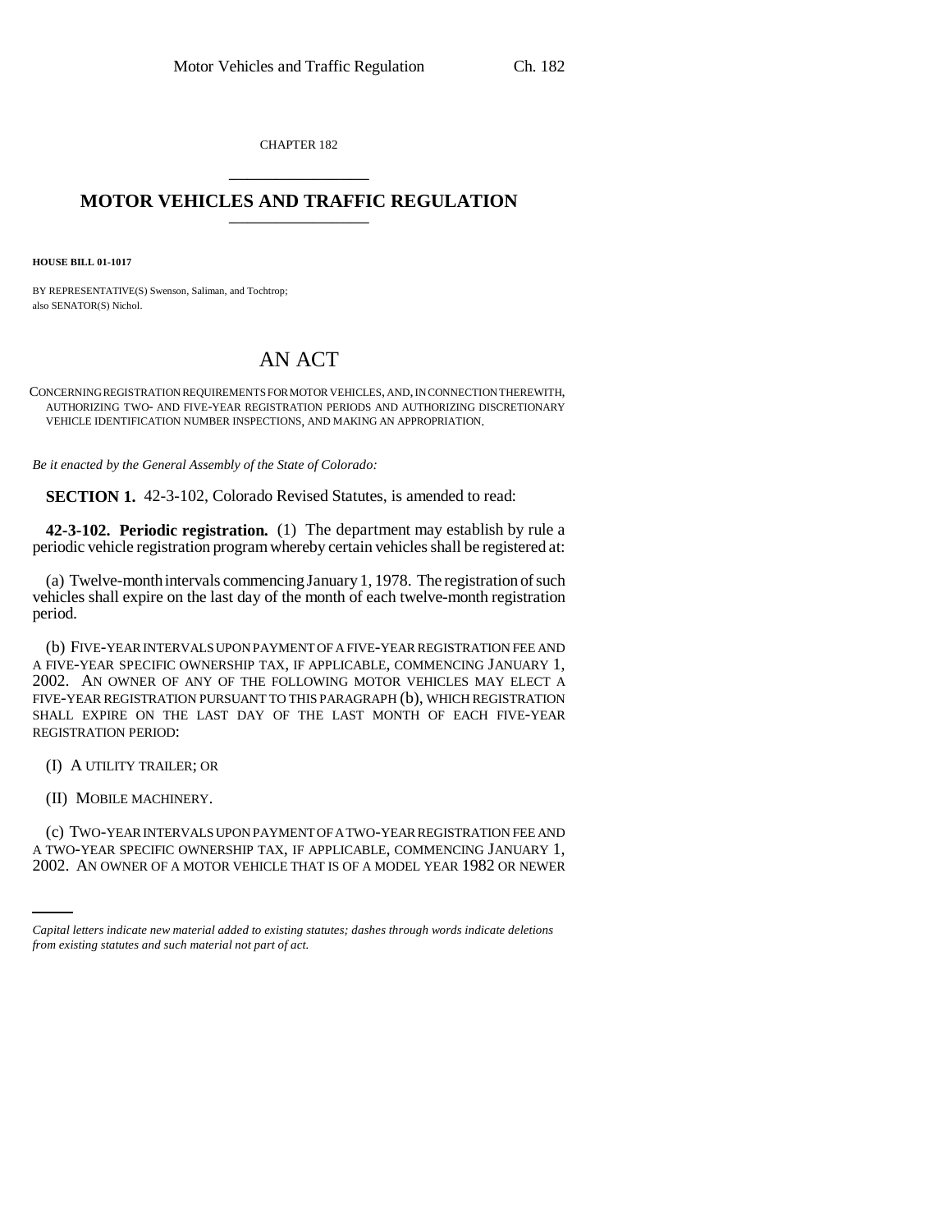CHAPTER 182

# MOTOR VEHICLES AND TRAFFIC REGULATION

**HOUSE BILL 01-1017**

BY REPRESENTATIVE(S) Swenson, Saliman, and Tochtrop;
also SENATOR(S) Nichol.

# AN ACT

CONCERNING REGISTRATION REQUIREMENTS FOR MOTOR VEHICLES, AND, IN CONNECTION THEREWITH, AUTHORIZING TWO- AND FIVE-YEAR REGISTRATION PERIODS AND AUTHORIZING DISCRETIONARY VEHICLE IDENTIFICATION NUMBER INSPECTIONS, AND MAKING AN APPROPRIATION.

*Be it enacted by the General Assembly of the State of Colorado:*

**SECTION 1.** 42-3-102, Colorado Revised Statutes, is amended to read:

**42-3-102. Periodic registration.** (1) The department may establish by rule a periodic vehicle registration program whereby certain vehicles shall be registered at:

(a) Twelve-month intervals commencing January 1, 1978. The registration of such vehicles shall expire on the last day of the month of each twelve-month registration period.

(b) FIVE-YEAR INTERVALS UPON PAYMENT OF A FIVE-YEAR REGISTRATION FEE AND A FIVE-YEAR SPECIFIC OWNERSHIP TAX, IF APPLICABLE, COMMENCING JANUARY 1, 2002. AN OWNER OF ANY OF THE FOLLOWING MOTOR VEHICLES MAY ELECT A FIVE-YEAR REGISTRATION PURSUANT TO THIS PARAGRAPH (b), WHICH REGISTRATION SHALL EXPIRE ON THE LAST DAY OF THE LAST MONTH OF EACH FIVE-YEAR REGISTRATION PERIOD:

(I) A UTILITY TRAILER; OR

(II) MOBILE MACHINERY.

(c) TWO-YEAR INTERVALS UPON PAYMENT OF A TWO-YEAR REGISTRATION FEE AND A TWO-YEAR SPECIFIC OWNERSHIP TAX, IF APPLICABLE, COMMENCING JANUARY 1, 2002. AN OWNER OF A MOTOR VEHICLE THAT IS OF A MODEL YEAR 1982 OR NEWER

*Capital letters indicate new material added to existing statutes; dashes through words indicate deletions from existing statutes and such material not part of act.*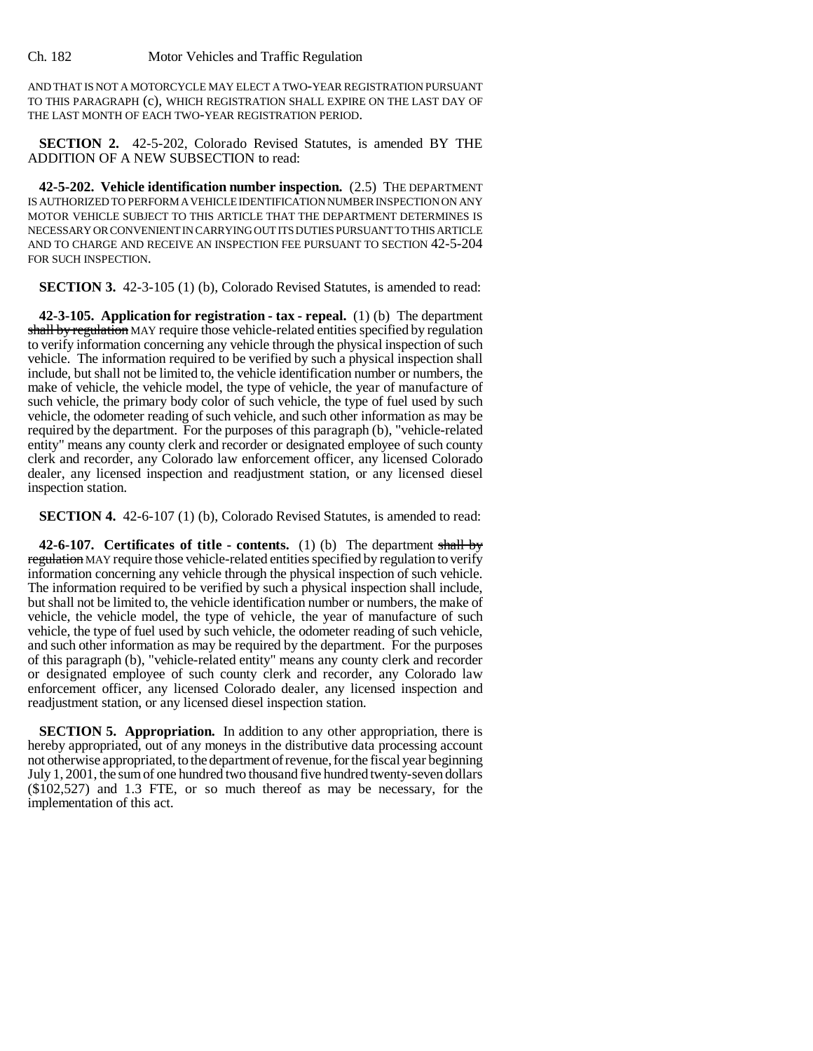AND THAT IS NOT A MOTORCYCLE MAY ELECT A TWO-YEAR REGISTRATION PURSUANT TO THIS PARAGRAPH (c), WHICH REGISTRATION SHALL EXPIRE ON THE LAST DAY OF THE LAST MONTH OF EACH TWO-YEAR REGISTRATION PERIOD.

**SECTION 2.** 42-5-202, Colorado Revised Statutes, is amended BY THE ADDITION OF A NEW SUBSECTION to read:

**42-5-202. Vehicle identification number inspection.** (2.5) THE DEPARTMENT IS AUTHORIZED TO PERFORM A VEHICLE IDENTIFICATION NUMBER INSPECTION ON ANY MOTOR VEHICLE SUBJECT TO THIS ARTICLE THAT THE DEPARTMENT DETERMINES IS NECESSARY OR CONVENIENT IN CARRYING OUT ITS DUTIES PURSUANT TO THIS ARTICLE AND TO CHARGE AND RECEIVE AN INSPECTION FEE PURSUANT TO SECTION 42-5-204 FOR SUCH INSPECTION.

**SECTION 3.** 42-3-105 (1) (b), Colorado Revised Statutes, is amended to read:

**42-3-105. Application for registration - tax - repeal.** (1) (b) The department ~~shall by regulation~~ MAY require those vehicle-related entities specified by regulation to verify information concerning any vehicle through the physical inspection of such vehicle. The information required to be verified by such a physical inspection shall include, but shall not be limited to, the vehicle identification number or numbers, the make of vehicle, the vehicle model, the type of vehicle, the year of manufacture of such vehicle, the primary body color of such vehicle, the type of fuel used by such vehicle, the odometer reading of such vehicle, and such other information as may be required by the department. For the purposes of this paragraph (b), "vehicle-related entity" means any county clerk and recorder or designated employee of such county clerk and recorder, any Colorado law enforcement officer, any licensed Colorado dealer, any licensed inspection and readjustment station, or any licensed diesel inspection station.

**SECTION 4.** 42-6-107 (1) (b), Colorado Revised Statutes, is amended to read:

**42-6-107. Certificates of title - contents.** (1) (b) The department ~~shall by regulation~~ MAY require those vehicle-related entities specified by regulation to verify information concerning any vehicle through the physical inspection of such vehicle. The information required to be verified by such a physical inspection shall include, but shall not be limited to, the vehicle identification number or numbers, the make of vehicle, the vehicle model, the type of vehicle, the year of manufacture of such vehicle, the type of fuel used by such vehicle, the odometer reading of such vehicle, and such other information as may be required by the department. For the purposes of this paragraph (b), "vehicle-related entity" means any county clerk and recorder or designated employee of such county clerk and recorder, any Colorado law enforcement officer, any licensed Colorado dealer, any licensed inspection and readjustment station, or any licensed diesel inspection station.

**SECTION 5. Appropriation.** In addition to any other appropriation, there is hereby appropriated, out of any moneys in the distributive data processing account not otherwise appropriated, to the department of revenue, for the fiscal year beginning July 1, 2001, the sum of one hundred two thousand five hundred twenty-seven dollars ($102,527) and 1.3 FTE, or so much thereof as may be necessary, for the implementation of this act.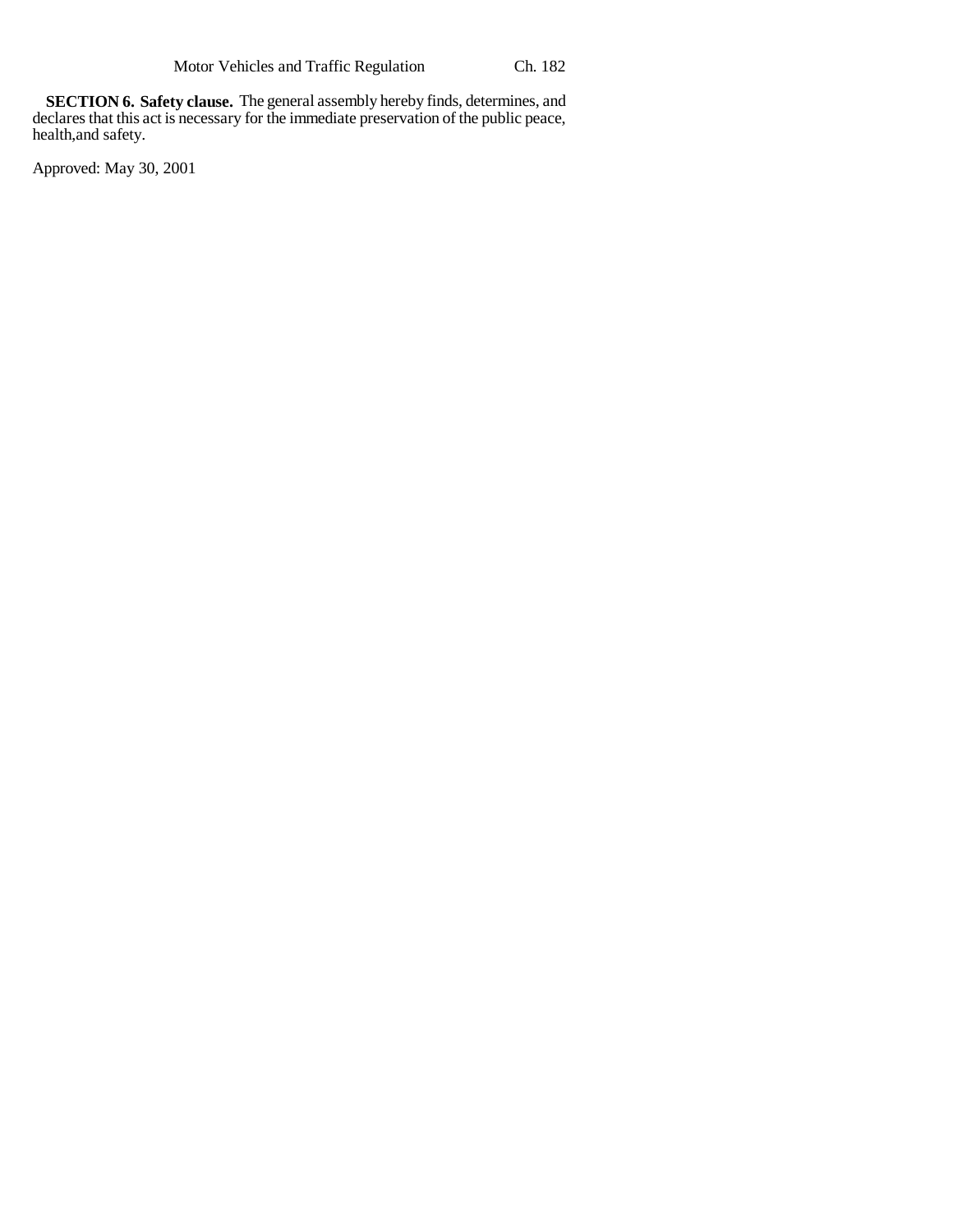**SECTION 6. Safety clause.** The general assembly hereby finds, determines, and declares that this act is necessary for the immediate preservation of the public peace, health,and safety.

Approved: May 30, 2001